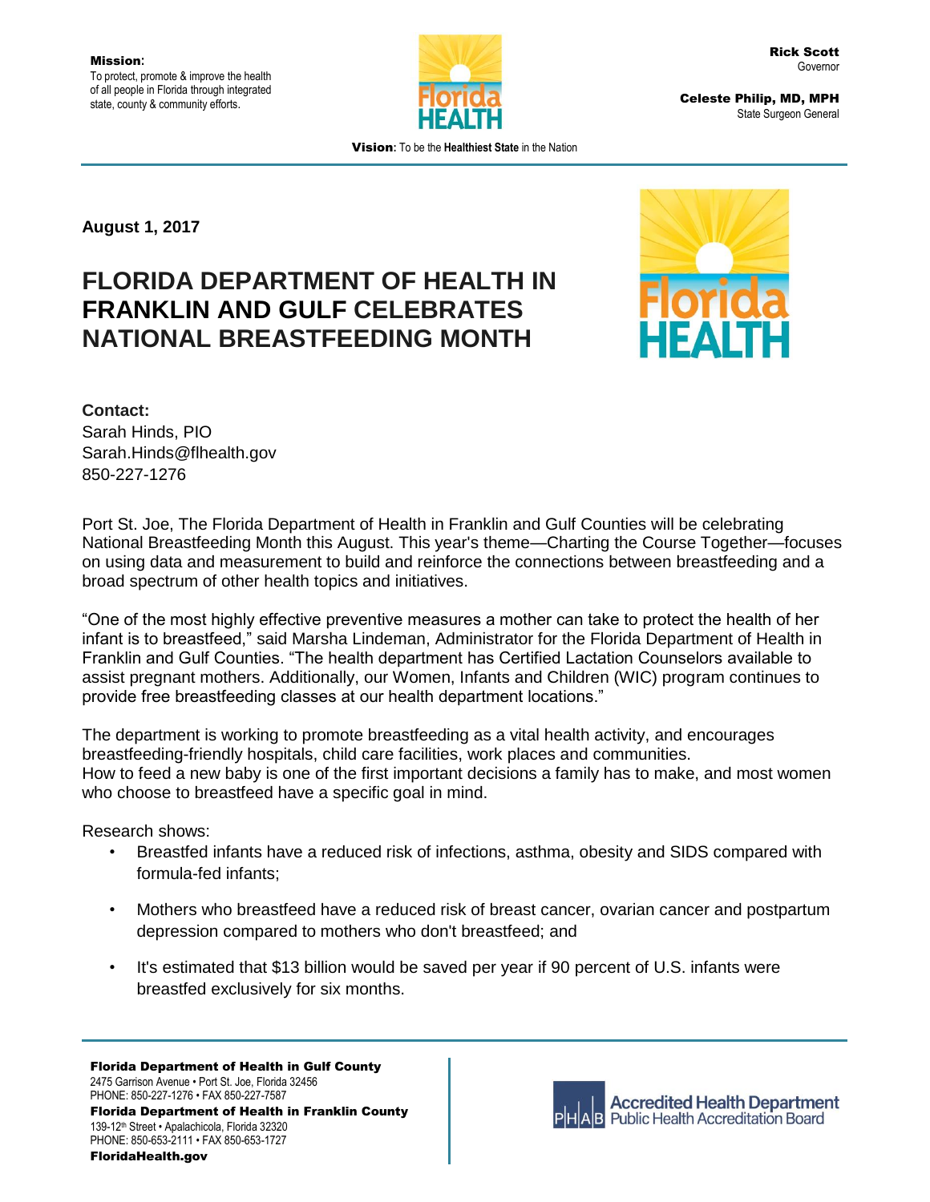**Mission**:
To protect, promote & improve the health of all people in Florida through integrated state, county & community efforts.

**Rick Scott**
Governor

**Celeste Philip, MD, MPH**
State Surgeon General

**Vision:** To be the **Healthiest State** in the Nation

**August 1, 2017**

# FLORIDA DEPARTMENT OF HEALTH IN FRANKLIN AND GULF CELEBRATES NATIONAL BREASTFEEDING MONTH

**Contact:**
Sarah Hinds, PIO
Sarah.Hinds@flhealth.gov
850-227-1276

Port St. Joe, The Florida Department of Health in Franklin and Gulf Counties will be celebrating National Breastfeeding Month this August. This year's theme—Charting the Course Together—focuses on using data and measurement to build and reinforce the connections between breastfeeding and a broad spectrum of other health topics and initiatives.

"One of the most highly effective preventive measures a mother can take to protect the health of her infant is to breastfeed," said Marsha Lindeman, Administrator for the Florida Department of Health in Franklin and Gulf Counties. "The health department has Certified Lactation Counselors available to assist pregnant mothers. Additionally, our Women, Infants and Children (WIC) program continues to provide free breastfeeding classes at our health department locations."

The department is working to promote breastfeeding as a vital health activity, and encourages breastfeeding-friendly hospitals, child care facilities, work places and communities.
How to feed a new baby is one of the first important decisions a family has to make, and most women who choose to breastfeed have a specific goal in mind.

Research shows:

- Breastfed infants have a reduced risk of infections, asthma, obesity and SIDS compared with formula-fed infants;
- Mothers who breastfeed have a reduced risk of breast cancer, ovarian cancer and postpartum depression compared to mothers who don't breastfeed; and
- It's estimated that $13 billion would be saved per year if 90 percent of U.S. infants were breastfed exclusively for six months.

**Florida Department of Health in Gulf County**
2475 Garrison Avenue • Port St. Joe, Florida 32456
PHONE: 850-227-1276 • FAX 850-227-7587
**Florida Department of Health in Franklin County**
139-12th Street • Apalachicola, Florida 32320
PHONE: 850-653-2111 • FAX 850-653-1727
**FloridaHealth.gov**

PHAB Accredited Health Department
Public Health Accreditation Board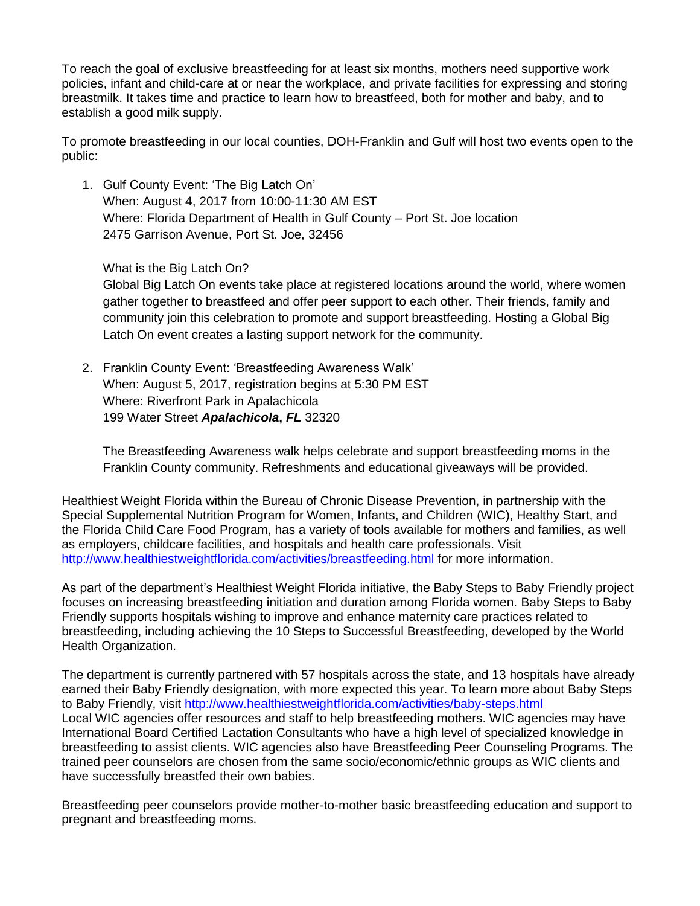To reach the goal of exclusive breastfeeding for at least six months, mothers need supportive work policies, infant and child-care at or near the workplace, and private facilities for expressing and storing breastmilk. It takes time and practice to learn how to breastfeed, both for mother and baby, and to establish a good milk supply.

To promote breastfeeding in our local counties, DOH-Franklin and Gulf will host two events open to the public:

1. Gulf County Event: 'The Big Latch On'
   When: August 4, 2017 from 10:00-11:30 AM EST
   Where: Florida Department of Health in Gulf County – Port St. Joe location
   2475 Garrison Avenue, Port St. Joe, 32456

   What is the Big Latch On?
   Global Big Latch On events take place at registered locations around the world, where women gather together to breastfeed and offer peer support to each other. Their friends, family and community join this celebration to promote and support breastfeeding. Hosting a Global Big Latch On event creates a lasting support network for the community.

2. Franklin County Event: 'Breastfeeding Awareness Walk'
   When: August 5, 2017, registration begins at 5:30 PM EST
   Where: Riverfront Park in Apalachicola
   199 Water Street ***Apalachicola*, *FL*** 32320

   The Breastfeeding Awareness walk helps celebrate and support breastfeeding moms in the Franklin County community. Refreshments and educational giveaways will be provided.

Healthiest Weight Florida within the Bureau of Chronic Disease Prevention, in partnership with the Special Supplemental Nutrition Program for Women, Infants, and Children (WIC), Healthy Start, and the Florida Child Care Food Program, has a variety of tools available for mothers and families, as well as employers, childcare facilities, and hospitals and health care professionals. Visit http://www.healthiestweightflorida.com/activities/breastfeeding.html for more information.

As part of the department's Healthiest Weight Florida initiative, the Baby Steps to Baby Friendly project focuses on increasing breastfeeding initiation and duration among Florida women. Baby Steps to Baby Friendly supports hospitals wishing to improve and enhance maternity care practices related to breastfeeding, including achieving the 10 Steps to Successful Breastfeeding, developed by the World Health Organization.

The department is currently partnered with 57 hospitals across the state, and 13 hospitals have already earned their Baby Friendly designation, with more expected this year. To learn more about Baby Steps to Baby Friendly, visit http://www.healthiestweightflorida.com/activities/baby-steps.html
Local WIC agencies offer resources and staff to help breastfeeding mothers. WIC agencies may have International Board Certified Lactation Consultants who have a high level of specialized knowledge in breastfeeding to assist clients. WIC agencies also have Breastfeeding Peer Counseling Programs. The trained peer counselors are chosen from the same socio/economic/ethnic groups as WIC clients and have successfully breastfed their own babies.

Breastfeeding peer counselors provide mother-to-mother basic breastfeeding education and support to pregnant and breastfeeding moms.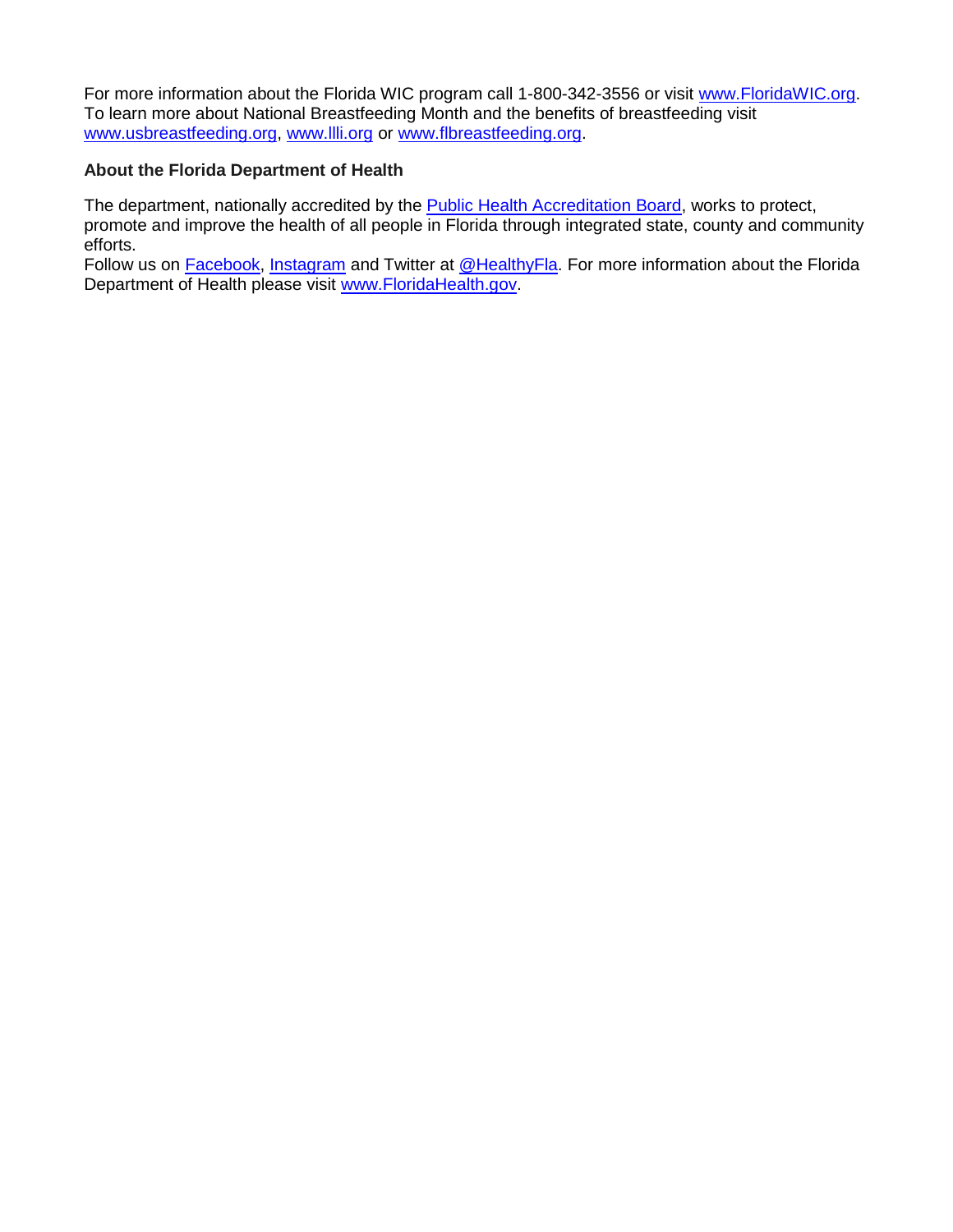For more information about the Florida WIC program call 1-800-342-3556 or visit www.FloridaWIC.org. To learn more about National Breastfeeding Month and the benefits of breastfeeding visit www.usbreastfeeding.org, www.llli.org or www.flbreastfeeding.org.

**About the Florida Department of Health**

The department, nationally accredited by the Public Health Accreditation Board, works to protect, promote and improve the health of all people in Florida through integrated state, county and community efforts.

Follow us on Facebook, Instagram and Twitter at @HealthyFla. For more information about the Florida Department of Health please visit www.FloridaHealth.gov.